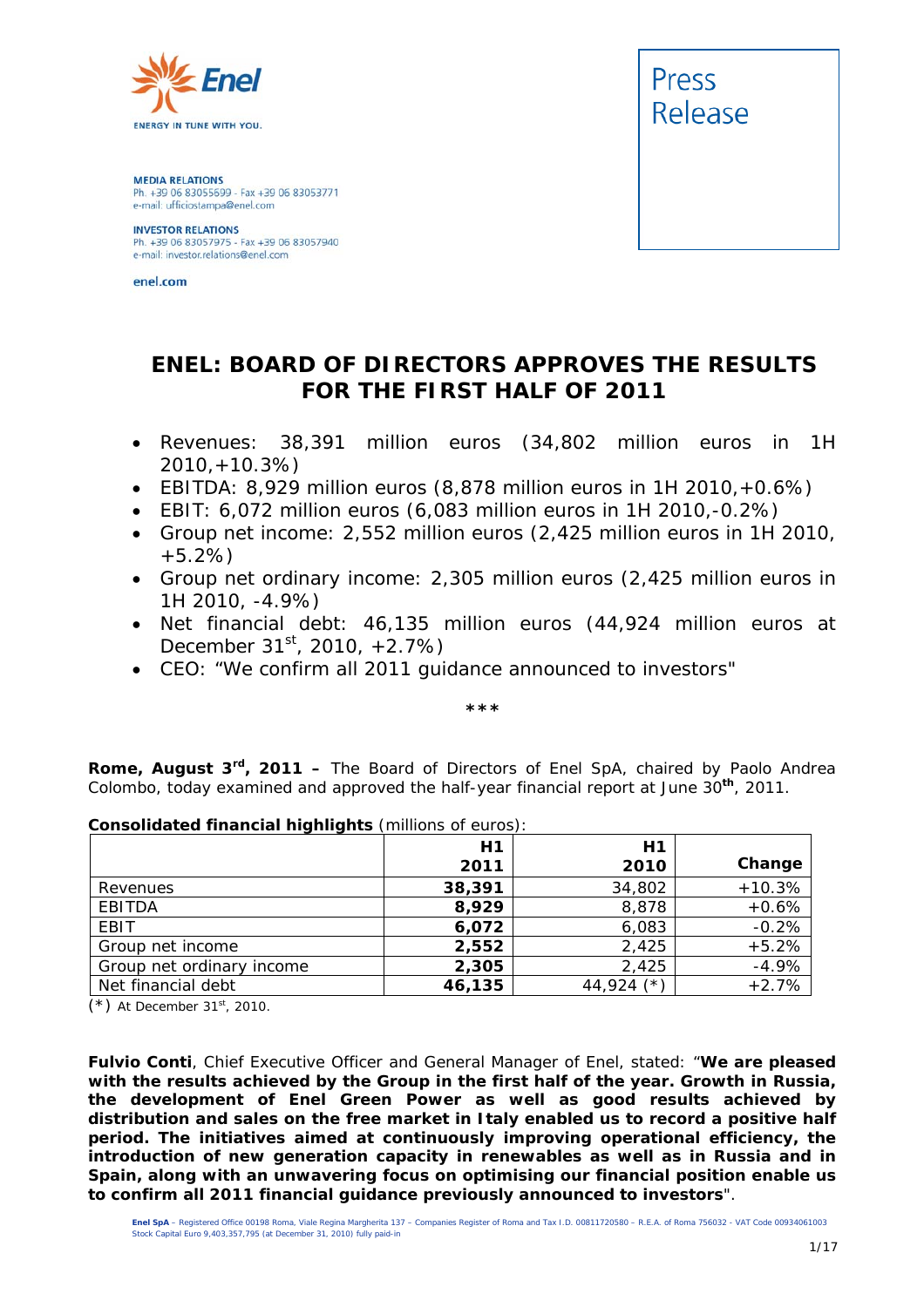MEDIA RELATIONS
Ph. +39 06 83055699 - Fax +39 06 83053771
e-mail: ufficiostampa@enel.com

INVESTOR RELATIONS
Ph. +39 06 83057975 - Fax +39 06 83057940
e-mail: investor.relations@enel.com

enel.com

Press Release

# ENEL: BOARD OF DIRECTORS APPROVES THE RESULTS FOR THE FIRST HALF OF 2011

- Revenues: 38,391 million euros (34,802 million euros in 1H 2010,+10.3%)
- EBITDA: 8,929 million euros (8,878 million euros in 1H 2010,+0.6%)
- EBIT: 6,072 million euros (6,083 million euros in 1H 2010,-0.2%)
- Group net income: 2,552 million euros (2,425 million euros in 1H 2010, +5.2%)
- Group net ordinary income: 2,305 million euros (2,425 million euros in 1H 2010, -4.9%)
- Net financial debt: 46,135 million euros (44,924 million euros at December 31st, 2010, +2.7%)
- CEO: "We confirm all 2011 guidance announced to investors"

***

**Rome, August 3rd, 2011 –** The Board of Directors of Enel SpA, chaired by Paolo Andrea Colombo, today examined and approved the half-year financial report at June 30th, 2011.

**Consolidated financial highlights** (millions of euros):

| | H1 2011 | H1 2010 | Change |
|---|---|---|---|
| Revenues | **38,391** | 34,802 | +10.3% |
| EBITDA | **8,929** | 8,878 | +0.6% |
| EBIT | **6,072** | 6,083 | -0.2% |
| Group net income | **2,552** | 2,425 | +5.2% |
| Group net ordinary income | **2,305** | 2,425 | -4.9% |
| Net financial debt | **46,135** | 44,924 (*) | +2.7% |

(*) At December 31st, 2010.

**Fulvio Conti**, Chief Executive Officer and General Manager of Enel, stated: "**We are pleased with the results achieved by the Group in the first half of the year. Growth in Russia, the development of Enel Green Power as well as good results achieved by distribution and sales on the free market in Italy enabled us to record a positive half period. The initiatives aimed at continuously improving operational efficiency, the introduction of new generation capacity in renewables as well as in Russia and in Spain, along with an unwavering focus on optimising our financial position enable us to confirm all 2011 financial guidance previously announced to investors**".

**Enel SpA** – Registered Office 00198 Roma, Viale Regina Margherita 137 – Companies Register of Roma and Tax I.D. 00811720580 – R.E.A. of Roma 756032 - VAT Code 00934061003
Stock Capital Euro 9,403,357,795 (at December 31, 2010) fully paid-in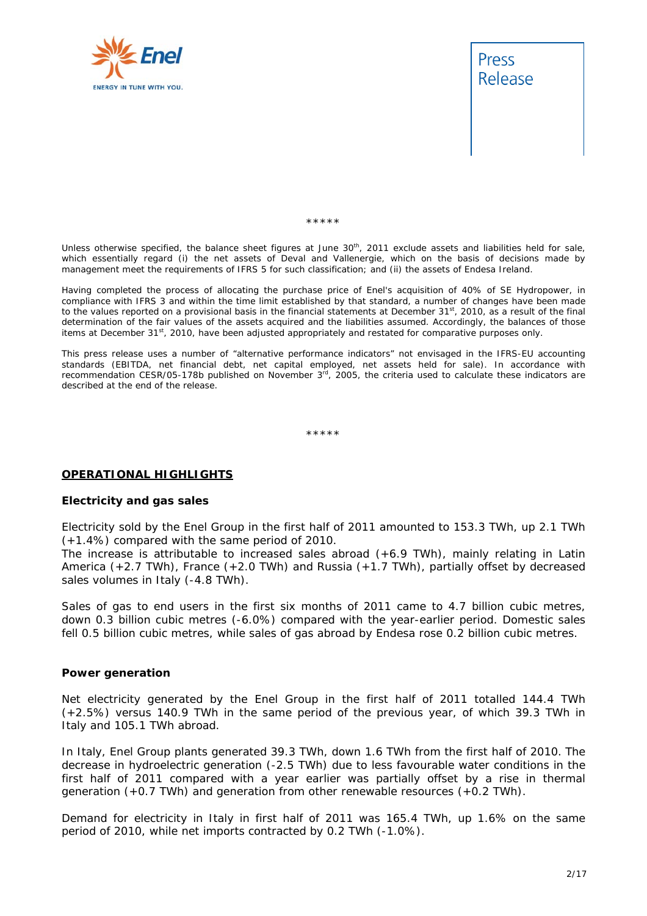*****

Unless otherwise specified, the balance sheet figures at June 30th, 2011 exclude assets and liabilities held for sale, which essentially regard (i) the net assets of Deval and Vallenergie, which on the basis of decisions made by management meet the requirements of IFRS 5 for such classification; and (ii) the assets of Endesa Ireland.

Having completed the process of allocating the purchase price of Enel's acquisition of 40% of SE Hydropower, in compliance with IFRS 3 and within the time limit established by that standard, a number of changes have been made to the values reported on a provisional basis in the financial statements at December 31st, 2010, as a result of the final determination of the fair values of the assets acquired and the liabilities assumed. Accordingly, the balances of those items at December 31st, 2010, have been adjusted appropriately and restated for comparative purposes only.

This press release uses a number of "alternative performance indicators" not envisaged in the IFRS-EU accounting standards (EBITDA, net financial debt, net capital employed, net assets held for sale). In accordance with recommendation CESR/05-178b published on November 3rd, 2005, the criteria used to calculate these indicators are described at the end of the release.

*****

## OPERATIONAL HIGHLIGHTS

### Electricity and gas sales

Electricity sold by the Enel Group in the first half of 2011 amounted to 153.3 TWh, up 2.1 TWh (+1.4%) compared with the same period of 2010.
The increase is attributable to increased sales abroad (+6.9 TWh), mainly relating in Latin America (+2.7 TWh), France (+2.0 TWh) and Russia (+1.7 TWh), partially offset by decreased sales volumes in Italy (-4.8 TWh).

Sales of gas to end users in the first six months of 2011 came to 4.7 billion cubic metres, down 0.3 billion cubic metres (-6.0%) compared with the year-earlier period. Domestic sales fell 0.5 billion cubic metres, while sales of gas abroad by Endesa rose 0.2 billion cubic metres.

### Power generation

Net electricity generated by the Enel Group in the first half of 2011 totalled 144.4 TWh (+2.5%) versus 140.9 TWh in the same period of the previous year, of which 39.3 TWh in Italy and 105.1 TWh abroad.

In Italy, Enel Group plants generated 39.3 TWh, down 1.6 TWh from the first half of 2010. The decrease in hydroelectric generation (-2.5 TWh) due to less favourable water conditions in the first half of 2011 compared with a year earlier was partially offset by a rise in thermal generation (+0.7 TWh) and generation from other renewable resources (+0.2 TWh).

Demand for electricity in Italy in first half of 2011 was 165.4 TWh, up 1.6% on the same period of 2010, while net imports contracted by 0.2 TWh (-1.0%).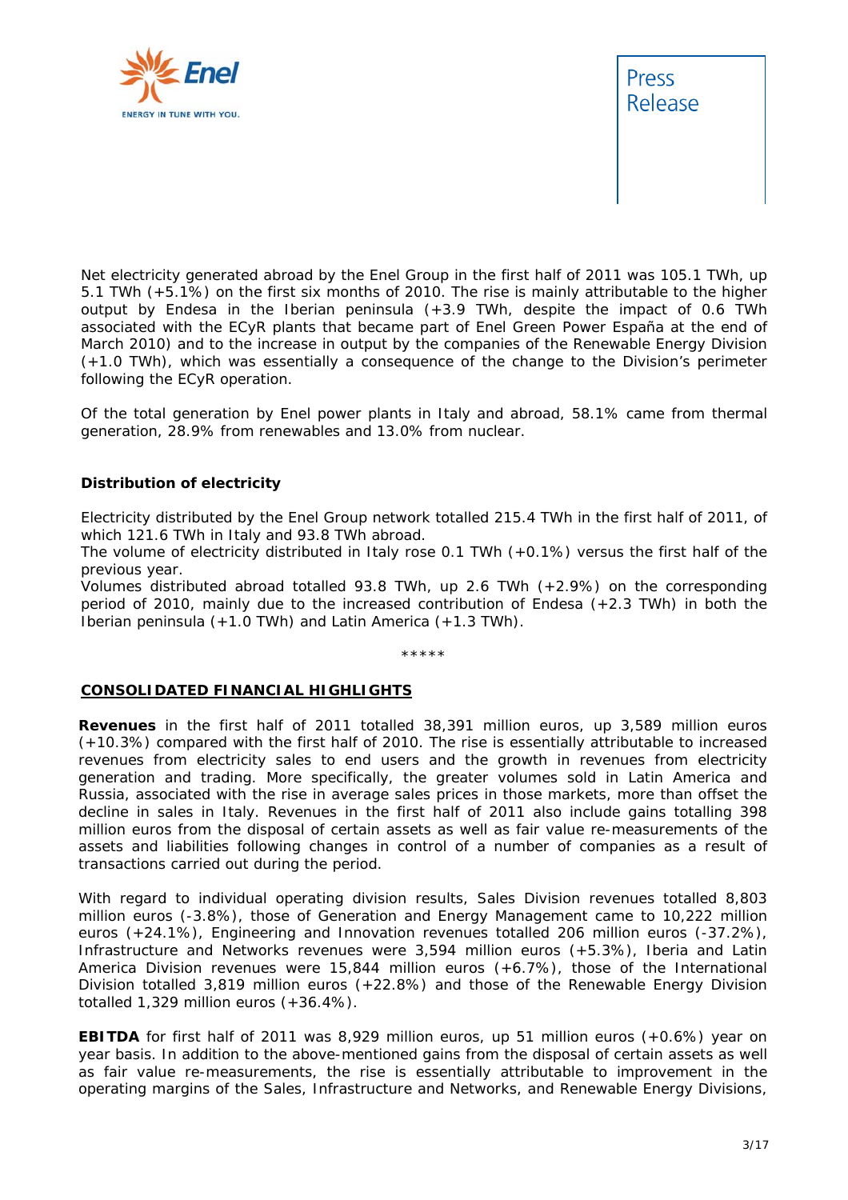Net electricity generated abroad by the Enel Group in the first half of 2011 was 105.1 TWh, up 5.1 TWh (+5.1%) on the first six months of 2010. The rise is mainly attributable to the higher output by Endesa in the Iberian peninsula (+3.9 TWh, despite the impact of 0.6 TWh associated with the ECyR plants that became part of Enel Green Power España at the end of March 2010) and to the increase in output by the companies of the Renewable Energy Division (+1.0 TWh), which was essentially a consequence of the change to the Division's perimeter following the ECyR operation.

Of the total generation by Enel power plants in Italy and abroad, 58.1% came from thermal generation, 28.9% from renewables and 13.0% from nuclear.

**Distribution of electricity**

Electricity distributed by the Enel Group network totalled 215.4 TWh in the first half of 2011, of which 121.6 TWh in Italy and 93.8 TWh abroad.
The volume of electricity distributed in Italy rose 0.1 TWh (+0.1%) versus the first half of the previous year.
Volumes distributed abroad totalled 93.8 TWh, up 2.6 TWh (+2.9%) on the corresponding period of 2010, mainly due to the increased contribution of Endesa (+2.3 TWh) in both the Iberian peninsula (+1.0 TWh) and Latin America (+1.3 TWh).

*****

## CONSOLIDATED FINANCIAL HIGHLIGHTS

**Revenues** in the first half of 2011 totalled 38,391 million euros, up 3,589 million euros (+10.3%) compared with the first half of 2010. The rise is essentially attributable to increased revenues from electricity sales to end users and the growth in revenues from electricity generation and trading. More specifically, the greater volumes sold in Latin America and Russia, associated with the rise in average sales prices in those markets, more than offset the decline in sales in Italy. Revenues in the first half of 2011 also include gains totalling 398 million euros from the disposal of certain assets as well as fair value re-measurements of the assets and liabilities following changes in control of a number of companies as a result of transactions carried out during the period.

With regard to individual operating division results, Sales Division revenues totalled 8,803 million euros (-3.8%), those of Generation and Energy Management came to 10,222 million euros (+24.1%), Engineering and Innovation revenues totalled 206 million euros (-37.2%), Infrastructure and Networks revenues were 3,594 million euros (+5.3%), Iberia and Latin America Division revenues were 15,844 million euros (+6.7%), those of the International Division totalled 3,819 million euros (+22.8%) and those of the Renewable Energy Division totalled 1,329 million euros (+36.4%).

**EBITDA** for first half of 2011 was 8,929 million euros, up 51 million euros (+0.6%) year on year basis. In addition to the above-mentioned gains from the disposal of certain assets as well as fair value re-measurements, the rise is essentially attributable to improvement in the operating margins of the Sales, Infrastructure and Networks, and Renewable Energy Divisions,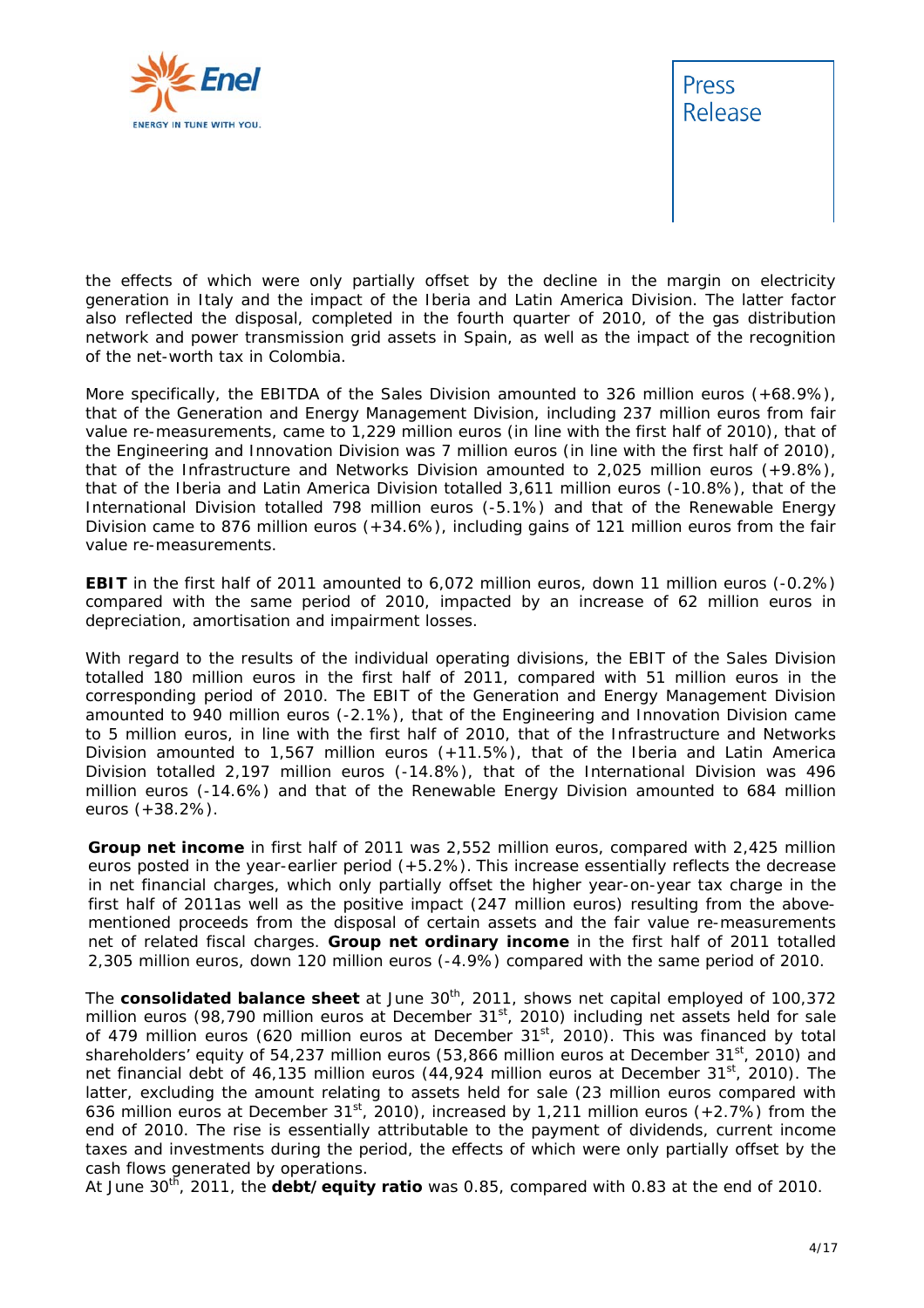the effects of which were only partially offset by the decline in the margin on electricity generation in Italy and the impact of the Iberia and Latin America Division. The latter factor also reflected the disposal, completed in the fourth quarter of 2010, of the gas distribution network and power transmission grid assets in Spain, as well as the impact of the recognition of the net-worth tax in Colombia.

More specifically, the EBITDA of the Sales Division amounted to 326 million euros (+68.9%), that of the Generation and Energy Management Division, including 237 million euros from fair value re-measurements, came to 1,229 million euros (in line with the first half of 2010), that of the Engineering and Innovation Division was 7 million euros (in line with the first half of 2010), that of the Infrastructure and Networks Division amounted to 2,025 million euros (+9.8%), that of the Iberia and Latin America Division totalled 3,611 million euros (-10.8%), that of the International Division totalled 798 million euros (-5.1%) and that of the Renewable Energy Division came to 876 million euros (+34.6%), including gains of 121 million euros from the fair value re-measurements.

**EBIT** in the first half of 2011 amounted to 6,072 million euros, down 11 million euros (-0.2%) compared with the same period of 2010, impacted by an increase of 62 million euros in depreciation, amortisation and impairment losses.

With regard to the results of the individual operating divisions, the EBIT of the Sales Division totalled 180 million euros in the first half of 2011, compared with 51 million euros in the corresponding period of 2010. The EBIT of the Generation and Energy Management Division amounted to 940 million euros (-2.1%), that of the Engineering and Innovation Division came to 5 million euros, in line with the first half of 2010, that of the Infrastructure and Networks Division amounted to 1,567 million euros (+11.5%), that of the Iberia and Latin America Division totalled 2,197 million euros (-14.8%), that of the International Division was 496 million euros (-14.6%) and that of the Renewable Energy Division amounted to 684 million euros (+38.2%).

**Group net income** in first half of 2011 was 2,552 million euros, compared with 2,425 million euros posted in the year-earlier period (+5.2%). This increase essentially reflects the decrease in net financial charges, which only partially offset the higher year-on-year tax charge in the first half of 2011as well as the positive impact (247 million euros) resulting from the above-mentioned proceeds from the disposal of certain assets and the fair value re-measurements net of related fiscal charges. **Group net ordinary income** in the first half of 2011 totalled 2,305 million euros, down 120 million euros (-4.9%) compared with the same period of 2010.

The **consolidated balance sheet** at June 30th, 2011, shows net capital employed of 100,372 million euros (98,790 million euros at December 31st, 2010) including net assets held for sale of 479 million euros (620 million euros at December 31st, 2010). This was financed by total shareholders' equity of 54,237 million euros (53,866 million euros at December 31st, 2010) and net financial debt of 46,135 million euros (44,924 million euros at December 31st, 2010). The latter, excluding the amount relating to assets held for sale (23 million euros compared with 636 million euros at December 31st, 2010), increased by 1,211 million euros (+2.7%) from the end of 2010. The rise is essentially attributable to the payment of dividends, current income taxes and investments during the period, the effects of which were only partially offset by the cash flows generated by operations.
At June 30th, 2011, the **debt/equity ratio** was 0.85, compared with 0.83 at the end of 2010.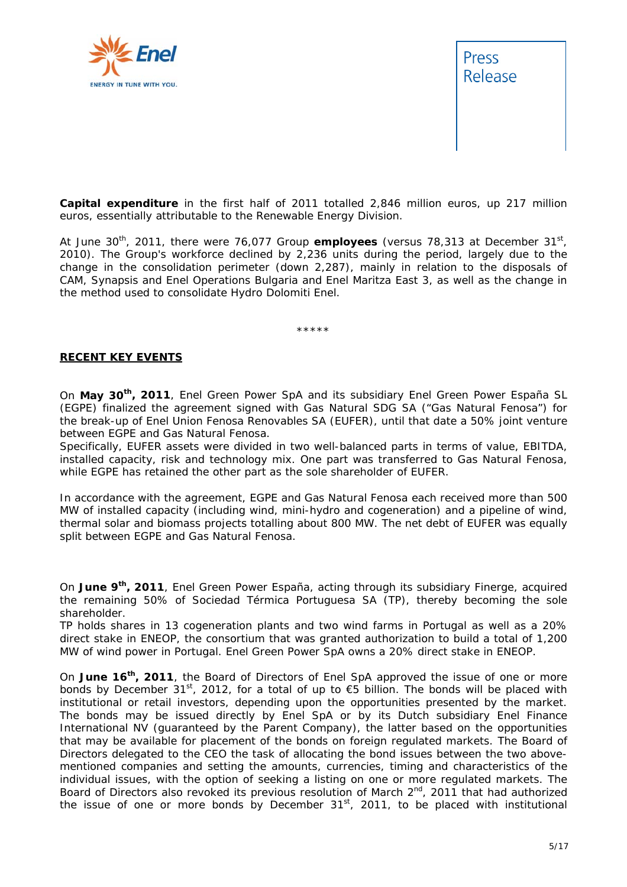**Capital expenditure** in the first half of 2011 totalled 2,846 million euros, up 217 million euros, essentially attributable to the Renewable Energy Division.

At June 30th, 2011, there were 76,077 Group **employees** (versus 78,313 at December 31st, 2010). The Group's workforce declined by 2,236 units during the period, largely due to the change in the consolidation perimeter (down 2,287), mainly in relation to the disposals of CAM, Synapsis and Enel Operations Bulgaria and Enel Maritza East 3, as well as the change in the method used to consolidate Hydro Dolomiti Enel.

\*\*\*\*\*

## RECENT KEY EVENTS

On **May 30th, 2011**, Enel Green Power SpA and its subsidiary Enel Green Power España SL (EGPE) finalized the agreement signed with Gas Natural SDG SA ("Gas Natural Fenosa") for the break-up of Enel Union Fenosa Renovables SA (EUFER), until that date a 50% joint venture between EGPE and Gas Natural Fenosa.
Specifically, EUFER assets were divided in two well-balanced parts in terms of value, EBITDA, installed capacity, risk and technology mix. One part was transferred to Gas Natural Fenosa, while EGPE has retained the other part as the sole shareholder of EUFER.

In accordance with the agreement, EGPE and Gas Natural Fenosa each received more than 500 MW of installed capacity (including wind, mini-hydro and cogeneration) and a pipeline of wind, thermal solar and biomass projects totalling about 800 MW. The net debt of EUFER was equally split between EGPE and Gas Natural Fenosa.

On **June 9th, 2011**, Enel Green Power España, acting through its subsidiary Finerge, acquired the remaining 50% of Sociedad Térmica Portuguesa SA (TP), thereby becoming the sole shareholder.
TP holds shares in 13 cogeneration plants and two wind farms in Portugal as well as a 20% direct stake in ENEOP, the consortium that was granted authorization to build a total of 1,200 MW of wind power in Portugal. Enel Green Power SpA owns a 20% direct stake in ENEOP.

On **June 16th, 2011**, the Board of Directors of Enel SpA approved the issue of one or more bonds by December 31st, 2012, for a total of up to €5 billion. The bonds will be placed with institutional or retail investors, depending upon the opportunities presented by the market. The bonds may be issued directly by Enel SpA or by its Dutch subsidiary Enel Finance International NV (guaranteed by the Parent Company), the latter based on the opportunities that may be available for placement of the bonds on foreign regulated markets. The Board of Directors delegated to the CEO the task of allocating the bond issues between the two above-mentioned companies and setting the amounts, currencies, timing and characteristics of the individual issues, with the option of seeking a listing on one or more regulated markets. The Board of Directors also revoked its previous resolution of March 2nd, 2011 that had authorized the issue of one or more bonds by December 31st, 2011, to be placed with institutional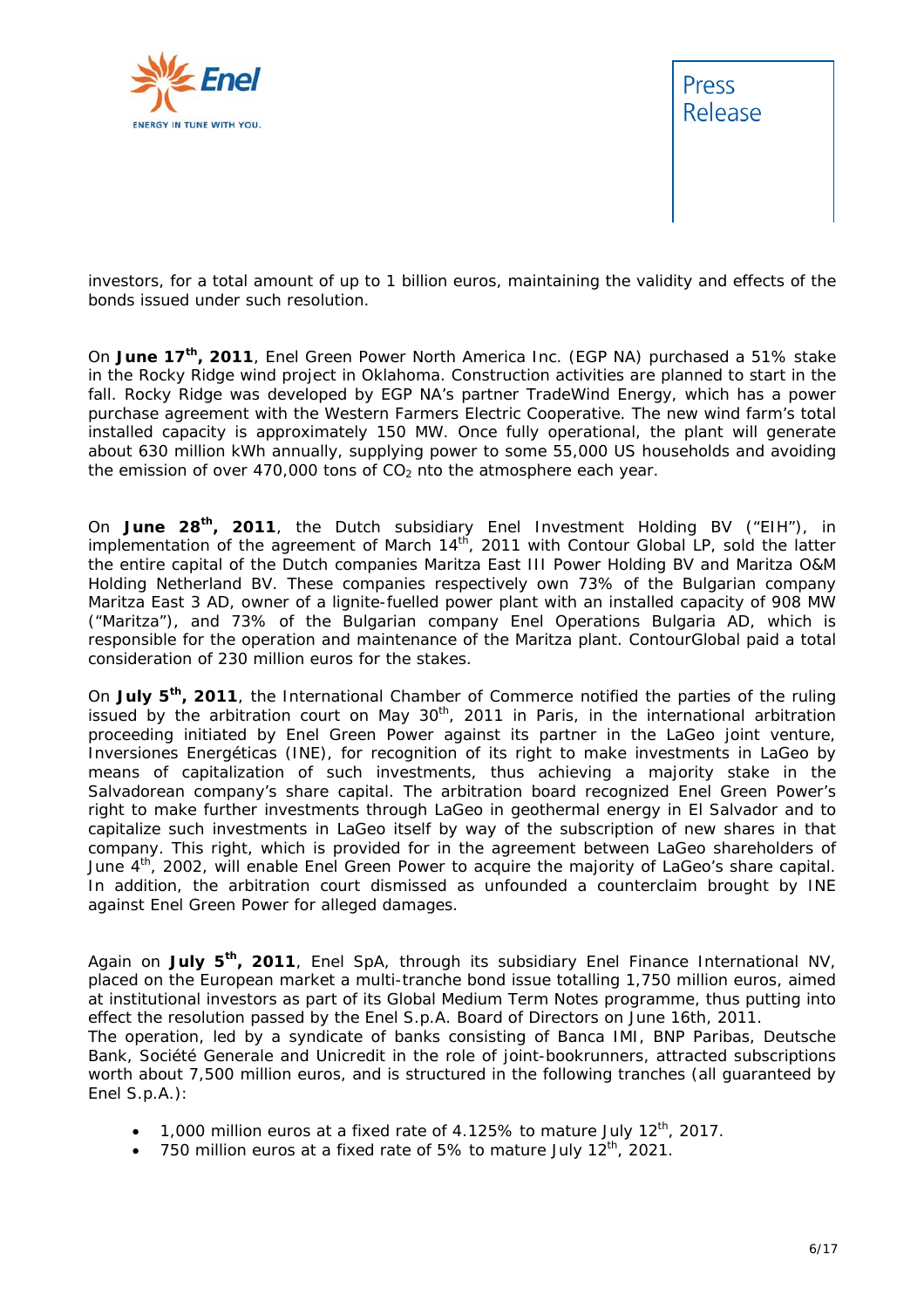investors, for a total amount of up to 1 billion euros, maintaining the validity and effects of the bonds issued under such resolution.

On **June 17th, 2011**, Enel Green Power North America Inc. (EGP NA) purchased a 51% stake in the Rocky Ridge wind project in Oklahoma. Construction activities are planned to start in the fall. Rocky Ridge was developed by EGP NA's partner TradeWind Energy, which has a power purchase agreement with the Western Farmers Electric Cooperative. The new wind farm's total installed capacity is approximately 150 MW. Once fully operational, the plant will generate about 630 million kWh annually, supplying power to some 55,000 US households and avoiding the emission of over 470,000 tons of $CO_2$ nto the atmosphere each year.

On **June 28th, 2011**, the Dutch subsidiary Enel Investment Holding BV ("EIH"), in implementation of the agreement of March 14th, 2011 with Contour Global LP, sold the latter the entire capital of the Dutch companies Maritza East III Power Holding BV and Maritza O&M Holding Netherland BV. These companies respectively own 73% of the Bulgarian company Maritza East 3 AD, owner of a lignite-fuelled power plant with an installed capacity of 908 MW ("Maritza"), and 73% of the Bulgarian company Enel Operations Bulgaria AD, which is responsible for the operation and maintenance of the Maritza plant. ContourGlobal paid a total consideration of 230 million euros for the stakes.

On **July 5th, 2011**, the International Chamber of Commerce notified the parties of the ruling issued by the arbitration court on May 30th, 2011 in Paris, in the international arbitration proceeding initiated by Enel Green Power against its partner in the LaGeo joint venture, Inversiones Energéticas (INE), for recognition of its right to make investments in LaGeo by means of capitalization of such investments, thus achieving a majority stake in the Salvadorean company's share capital. The arbitration board recognized Enel Green Power's right to make further investments through LaGeo in geothermal energy in El Salvador and to capitalize such investments in LaGeo itself by way of the subscription of new shares in that company. This right, which is provided for in the agreement between LaGeo shareholders of June 4th, 2002, will enable Enel Green Power to acquire the majority of LaGeo's share capital. In addition, the arbitration court dismissed as unfounded a counterclaim brought by INE against Enel Green Power for alleged damages.

Again on **July 5th, 2011**, Enel SpA, through its subsidiary Enel Finance International NV, placed on the European market a multi-tranche bond issue totalling 1,750 million euros, aimed at institutional investors as part of its Global Medium Term Notes programme, thus putting into effect the resolution passed by the Enel S.p.A. Board of Directors on June 16th, 2011.
The operation, led by a syndicate of banks consisting of Banca IMI, BNP Paribas, Deutsche Bank, Société Generale and Unicredit in the role of joint-bookrunners, attracted subscriptions worth about 7,500 million euros, and is structured in the following tranches (all guaranteed by Enel S.p.A.):

- 1,000 million euros at a fixed rate of 4.125% to mature July 12th, 2017.
- 750 million euros at a fixed rate of 5% to mature July 12th, 2021.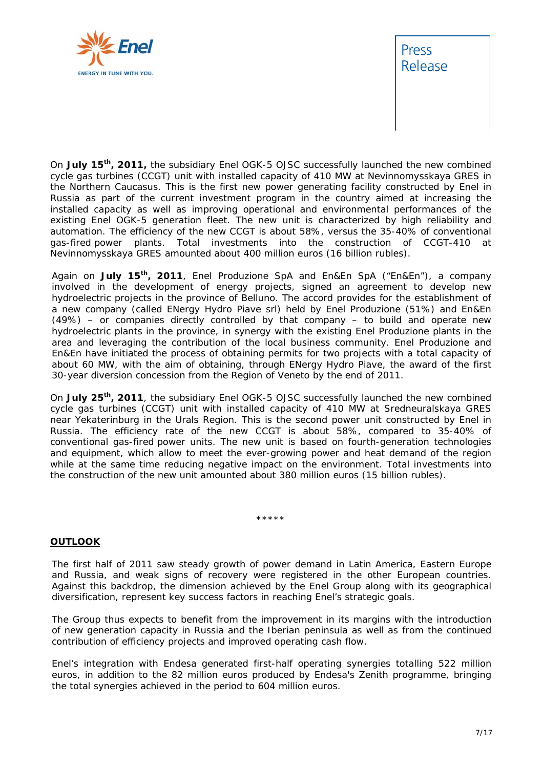On **July 15th, 2011,** the subsidiary Enel OGK-5 OJSC successfully launched the new combined cycle gas turbines (CCGT) unit with installed capacity of 410 MW at Nevinnomysskaya GRES in the Northern Caucasus. This is the first new power generating facility constructed by Enel in Russia as part of the current investment program in the country aimed at increasing the installed capacity as well as improving operational and environmental performances of the existing Enel OGK-5 generation fleet. The new unit is characterized by high reliability and automation. The efficiency of the new CCGT is about 58%, versus the 35-40% of conventional gas-fired power plants. Total investments into the construction of CCGT-410 at Nevinnomysskaya GRES amounted about 400 million euros (16 billion rubles).

Again on **July 15th, 2011**, Enel Produzione SpA and En&En SpA ("En&En"), a company involved in the development of energy projects, signed an agreement to develop new hydroelectric projects in the province of Belluno. The accord provides for the establishment of a new company (called ENergy Hydro Piave srl) held by Enel Produzione (51%) and En&En (49%) – or companies directly controlled by that company – to build and operate new hydroelectric plants in the province, in synergy with the existing Enel Produzione plants in the area and leveraging the contribution of the local business community. Enel Produzione and En&En have initiated the process of obtaining permits for two projects with a total capacity of about 60 MW, with the aim of obtaining, through ENergy Hydro Piave, the award of the first 30-year diversion concession from the Region of Veneto by the end of 2011.

On **July 25th, 2011**, the subsidiary Enel OGK-5 OJSC successfully launched the new combined cycle gas turbines (CCGT) unit with installed capacity of 410 MW at Sredneuralskaya GRES near Yekaterinburg in the Urals Region. This is the second new power unit constructed by Enel in Russia. The efficiency rate of the new CCGT is about 58%, compared to 35-40% of conventional gas-fired power units. The new unit is based on fourth-generation technologies and equipment, which allow to meet the ever-growing power and heat demand of the region while at the same time reducing negative impact on the environment. Total investments into the construction of the new unit amounted about 380 million euros (15 billion rubles).

*****

## OUTLOOK

The first half of 2011 saw steady growth of power demand in Latin America, Eastern Europe and Russia, and weak signs of recovery were registered in the other European countries. Against this backdrop, the dimension achieved by the Enel Group along with its geographical diversification, represent key success factors in reaching Enel's strategic goals.

The Group thus expects to benefit from the improvement in its margins with the introduction of new generation capacity in Russia and the Iberian peninsula as well as from the continued contribution of efficiency projects and improved operating cash flow.

Enel's integration with Endesa generated first-half operating synergies totalling 522 million euros, in addition to the 82 million euros produced by Endesa's Zenith programme, bringing the total synergies achieved in the period to 604 million euros.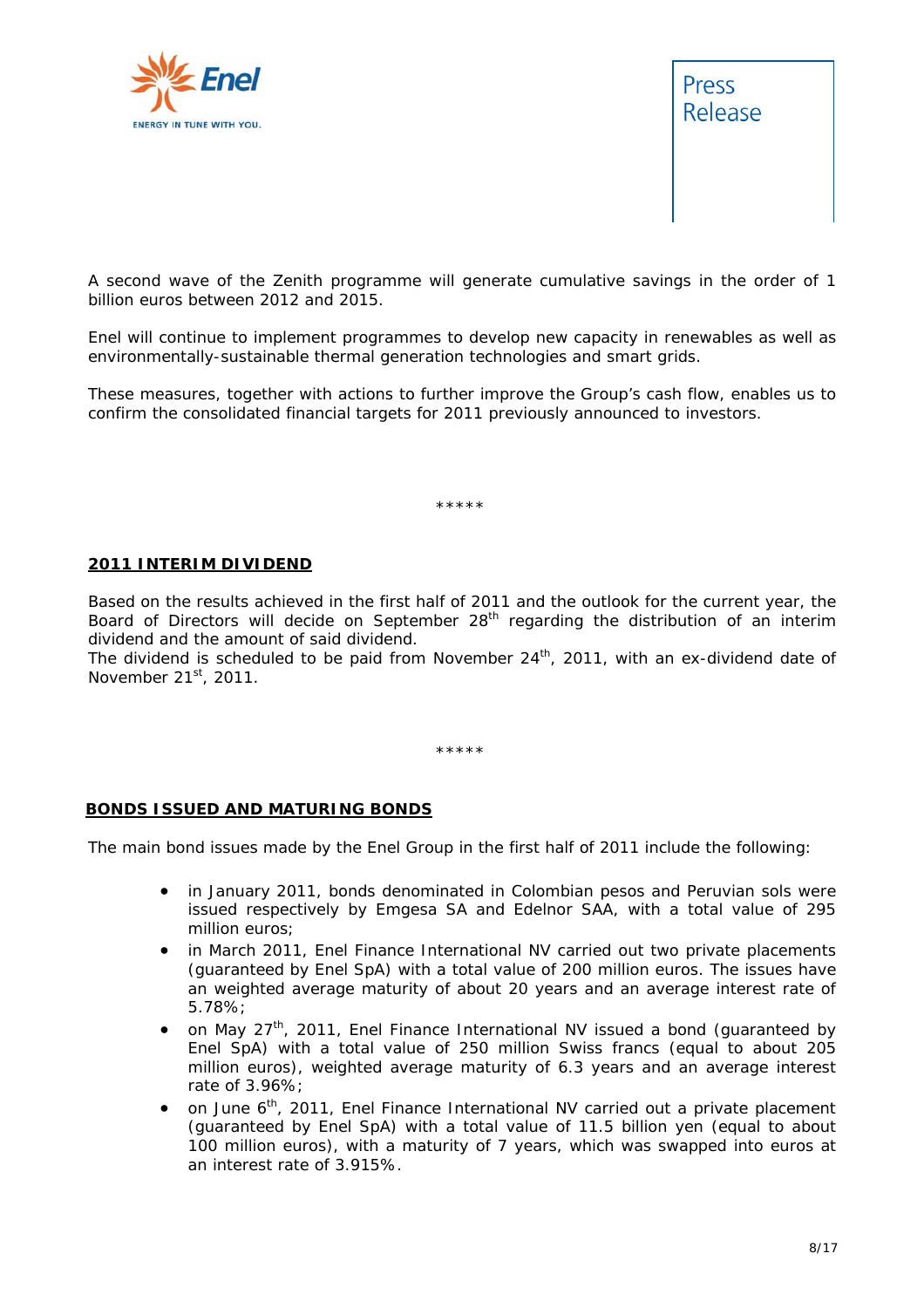A second wave of the Zenith programme will generate cumulative savings in the order of 1 billion euros between 2012 and 2015.

Enel will continue to implement programmes to develop new capacity in renewables as well as environmentally-sustainable thermal generation technologies and smart grids.

These measures, together with actions to further improve the Group's cash flow, enables us to confirm the consolidated financial targets for 2011 previously announced to investors.

*****

## 2011 INTERIM DIVIDEND

Based on the results achieved in the first half of 2011 and the outlook for the current year, the Board of Directors will decide on September 28th regarding the distribution of an interim dividend and the amount of said dividend.
The dividend is scheduled to be paid from November 24th, 2011, with an ex-dividend date of November 21st, 2011.

*****

## BONDS ISSUED AND MATURING BONDS

The main bond issues made by the Enel Group in the first half of 2011 include the following:

- in January 2011, bonds denominated in Colombian pesos and Peruvian sols were issued respectively by Emgesa SA and Edelnor SAA, with a total value of 295 million euros;
- in March 2011, Enel Finance International NV carried out two private placements (guaranteed by Enel SpA) with a total value of 200 million euros. The issues have an weighted average maturity of about 20 years and an average interest rate of 5.78%;
- on May 27th, 2011, Enel Finance International NV issued a bond (guaranteed by Enel SpA) with a total value of 250 million Swiss francs (equal to about 205 million euros), weighted average maturity of 6.3 years and an average interest rate of 3.96%;
- on June 6th, 2011, Enel Finance International NV carried out a private placement (guaranteed by Enel SpA) with a total value of 11.5 billion yen (equal to about 100 million euros), with a maturity of 7 years, which was swapped into euros at an interest rate of 3.915%.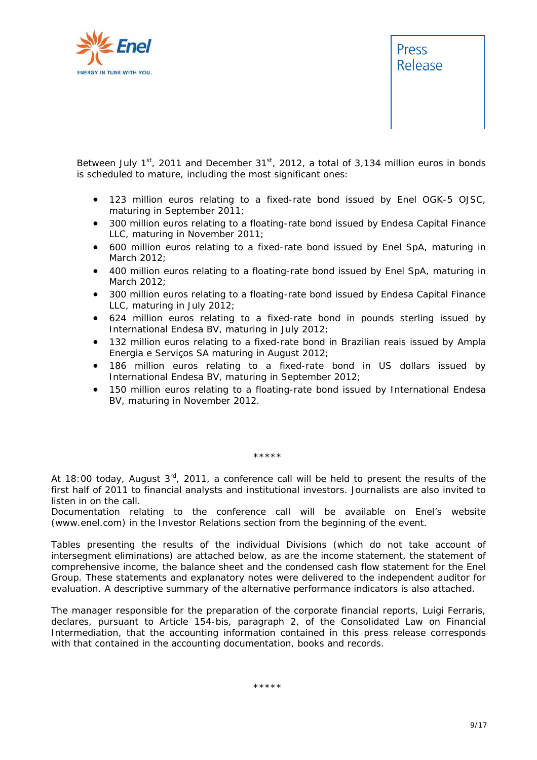Between July 1st, 2011 and December 31st, 2012, a total of 3,134 million euros in bonds is scheduled to mature, including the most significant ones:

- 123 million euros relating to a fixed-rate bond issued by Enel OGK-5 OJSC, maturing in September 2011;
- 300 million euros relating to a floating-rate bond issued by Endesa Capital Finance LLC, maturing in November 2011;
- 600 million euros relating to a fixed-rate bond issued by Enel SpA, maturing in March 2012;
- 400 million euros relating to a floating-rate bond issued by Enel SpA, maturing in March 2012;
- 300 million euros relating to a floating-rate bond issued by Endesa Capital Finance LLC, maturing in July 2012;
- 624 million euros relating to a fixed-rate bond in pounds sterling issued by International Endesa BV, maturing in July 2012;
- 132 million euros relating to a fixed-rate bond in Brazilian reais issued by Ampla Energia e Serviços SA maturing in August 2012;
- 186 million euros relating to a fixed-rate bond in US dollars issued by International Endesa BV, maturing in September 2012;
- 150 million euros relating to a floating-rate bond issued by International Endesa BV, maturing in November 2012.

*****

At 18:00 today, August 3rd, 2011, a conference call will be held to present the results of the first half of 2011 to financial analysts and institutional investors. Journalists are also invited to listen in on the call.
Documentation relating to the conference call will be available on Enel's website (www.enel.com) in the Investor Relations section from the beginning of the event.

Tables presenting the results of the individual Divisions (which do not take account of intersegment eliminations) are attached below, as are the income statement, the statement of comprehensive income, the balance sheet and the condensed cash flow statement for the Enel Group. These statements and explanatory notes were delivered to the independent auditor for evaluation. A descriptive summary of the alternative performance indicators is also attached.

The manager responsible for the preparation of the corporate financial reports, Luigi Ferraris, declares, pursuant to Article 154-bis, paragraph 2, of the Consolidated Law on Financial Intermediation, that the accounting information contained in this press release corresponds with that contained in the accounting documentation, books and records.

*****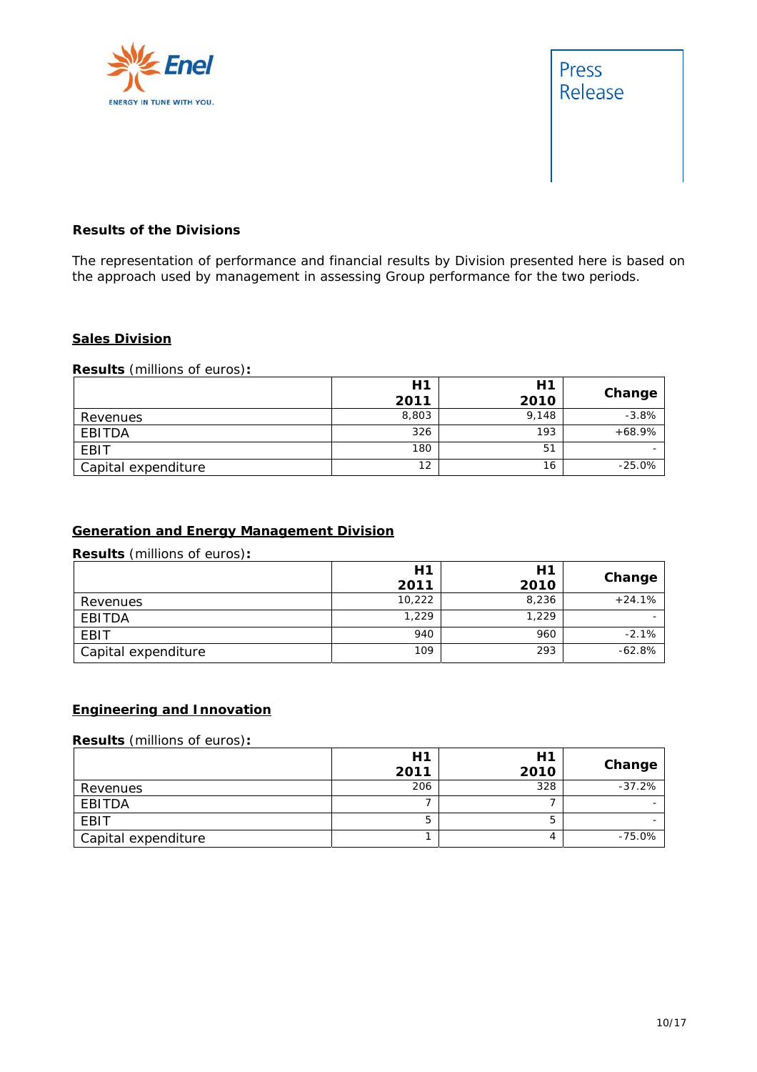### Results of the Divisions

The representation of performance and financial results by Division presented here is based on the approach used by management in assessing Group performance for the two periods.

#### Sales Division

**Results** (millions of euros)**:**

| | H1 2011 | H1 2010 | Change |
|---|---|---|---|
| Revenues | 8,803 | 9,148 | -3.8% |
| EBITDA | 326 | 193 | +68.9% |
| EBIT | 180 | 51 | - |
| Capital expenditure | 12 | 16 | -25.0% |

#### Generation and Energy Management Division

**Results** (millions of euros)**:**

| | H1 2011 | H1 2010 | Change |
|---|---|---|---|
| Revenues | 10,222 | 8,236 | +24.1% |
| EBITDA | 1,229 | 1,229 | - |
| EBIT | 940 | 960 | -2.1% |
| Capital expenditure | 109 | 293 | -62.8% |

#### Engineering and Innovation

**Results** (millions of euros)**:**

| | H1 2011 | H1 2010 | Change |
|---|---|---|---|
| Revenues | 206 | 328 | -37.2% |
| EBITDA | 7 | 7 | - |
| EBIT | 5 | 5 | - |
| Capital expenditure | 1 | 4 | -75.0% |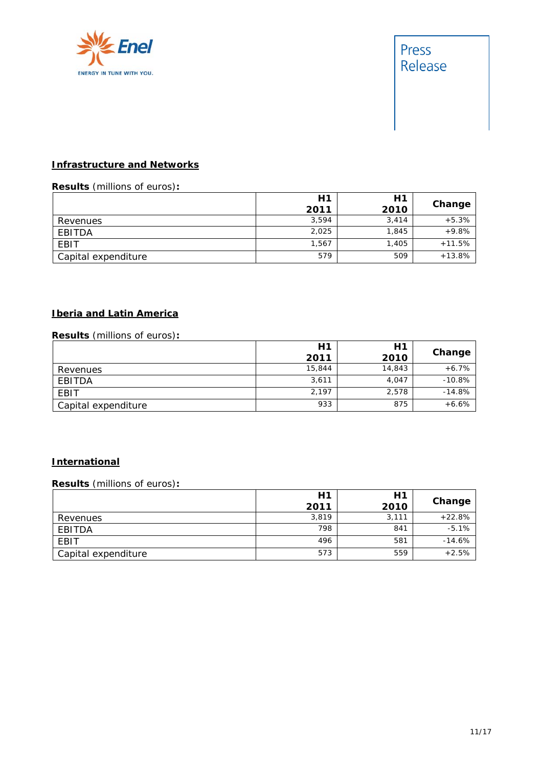**Infrastructure and Networks**

**Results** (millions of euros)**:**

| | H1 2011 | H1 2010 | Change |
|---|---|---|---|
| Revenues | 3,594 | 3,414 | +5.3% |
| EBITDA | 2,025 | 1,845 | +9.8% |
| EBIT | 1,567 | 1,405 | +11.5% |
| Capital expenditure | 579 | 509 | +13.8% |

**Iberia and Latin America**

**Results** (millions of euros)**:**

| | H1 2011 | H1 2010 | Change |
|---|---|---|---|
| Revenues | 15,844 | 14,843 | +6.7% |
| EBITDA | 3,611 | 4,047 | -10.8% |
| EBIT | 2,197 | 2,578 | -14.8% |
| Capital expenditure | 933 | 875 | +6.6% |

**International**

**Results** (millions of euros)**:**

| | H1 2011 | H1 2010 | Change |
|---|---|---|---|
| Revenues | 3,819 | 3,111 | +22.8% |
| EBITDA | 798 | 841 | -5.1% |
| EBIT | 496 | 581 | -14.6% |
| Capital expenditure | 573 | 559 | +2.5% |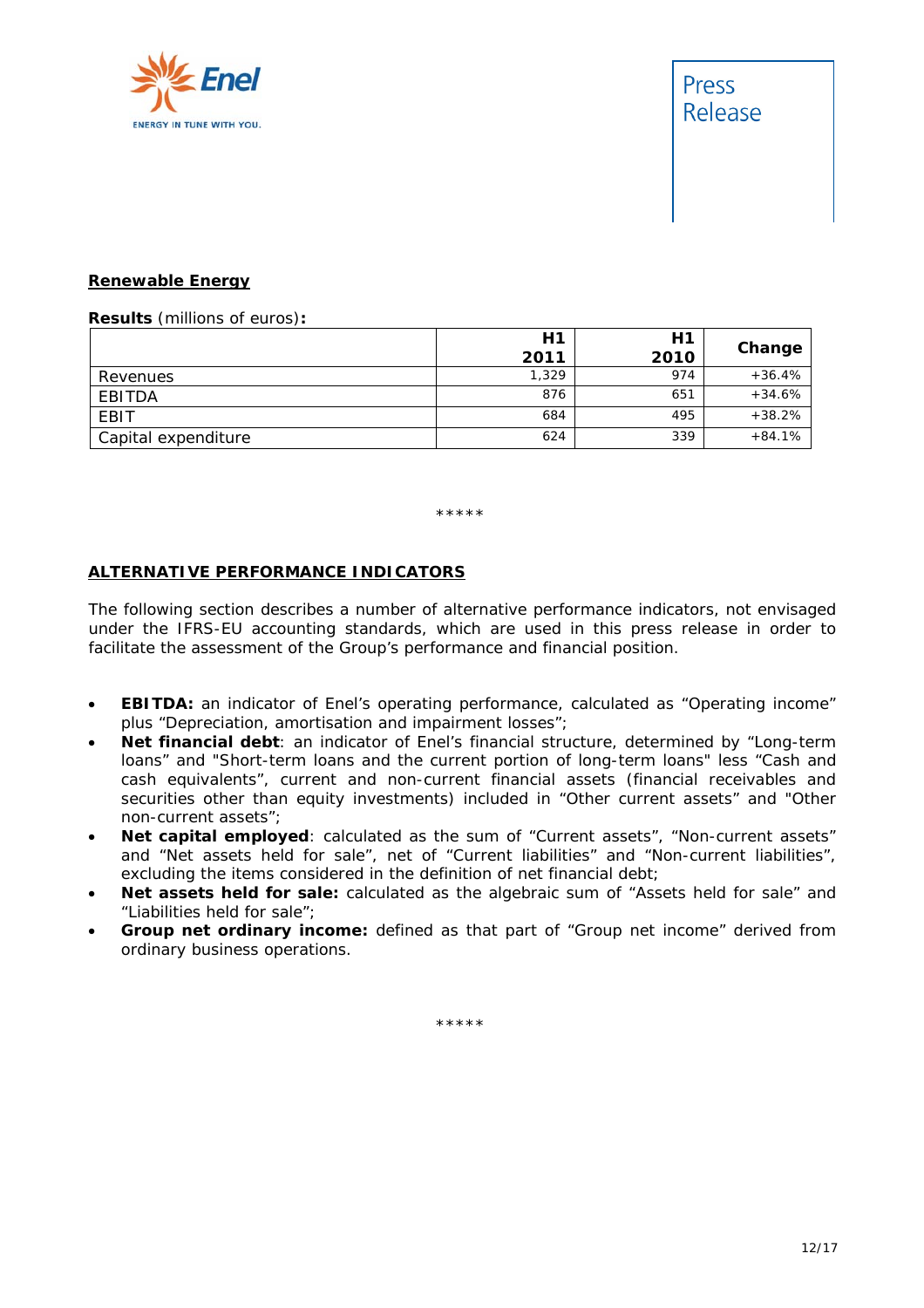**Renewable Energy**

**Results** (millions of euros)**:**

| | H1 2011 | H1 2010 | Change |
|---|---|---|---|
| Revenues | 1,329 | 974 | +36.4% |
| EBITDA | 876 | 651 | +34.6% |
| EBIT | 684 | 495 | +38.2% |
| Capital expenditure | 624 | 339 | +84.1% |

*****

**ALTERNATIVE PERFORMANCE INDICATORS**

The following section describes a number of alternative performance indicators, not envisaged under the IFRS-EU accounting standards, which are used in this press release in order to facilitate the assessment of the Group's performance and financial position.

- **EBITDA:** an indicator of Enel's operating performance, calculated as "Operating income" plus "Depreciation, amortisation and impairment losses";
- **Net financial debt**: an indicator of Enel's financial structure, determined by "Long-term loans" and "Short-term loans and the current portion of long-term loans" less "Cash and cash equivalents", current and non-current financial assets (financial receivables and securities other than equity investments) included in "Other current assets" and "Other non-current assets";
- **Net capital employed**: calculated as the sum of "Current assets", "Non-current assets" and "Net assets held for sale", net of "Current liabilities" and "Non-current liabilities", excluding the items considered in the definition of net financial debt;
- **Net assets held for sale:** calculated as the algebraic sum of "Assets held for sale" and "Liabilities held for sale";
- **Group net ordinary income:** defined as that part of "Group net income" derived from ordinary business operations.

*****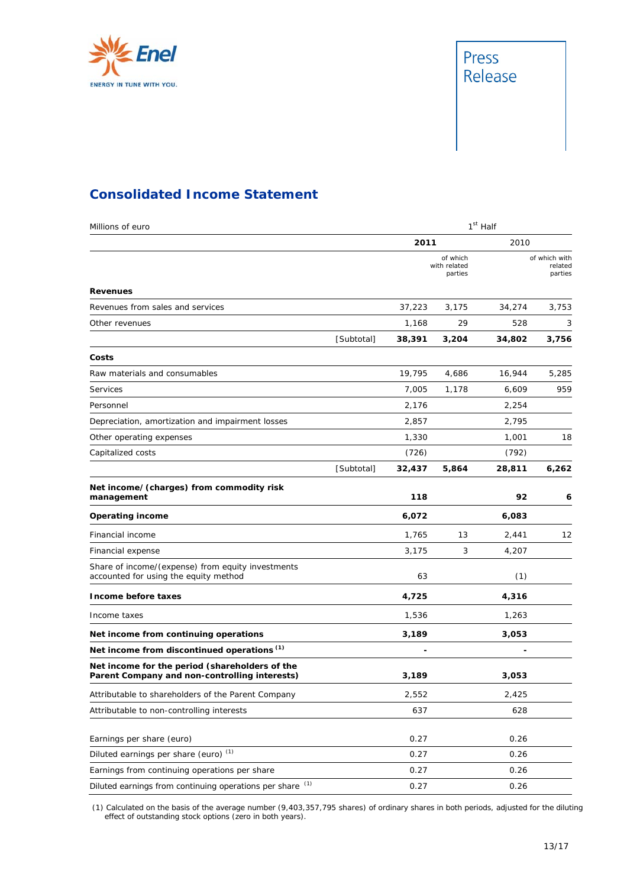Press Release

## Consolidated Income Statement

| Millions of euro | | 1st Half | | | |
|---|---|---|---|---|---|
| | | **2011** | | 2010 | |
| | | | of which with related parties | | of which with related parties |
| **Revenues** | | | | | |
| Revenues from sales and services | | 37,223 | 3,175 | 34,274 | 3,753 |
| Other revenues | | 1,168 | 29 | 528 | 3 |
| | [Subtotal] | **38,391** | **3,204** | **34,802** | **3,756** |
| **Costs** | | | | | |
| Raw materials and consumables | | 19,795 | 4,686 | 16,944 | 5,285 |
| Services | | 7,005 | 1,178 | 6,609 | 959 |
| Personnel | | 2,176 | | 2,254 | |
| Depreciation, amortization and impairment losses | | 2,857 | | 2,795 | |
| Other operating expenses | | 1,330 | | 1,001 | 18 |
| Capitalized costs | | (726) | | (792) | |
| | [Subtotal] | **32,437** | **5,864** | **28,811** | **6,262** |
| **Net income/(charges) from commodity risk management** | | **118** | | **92** | **6** |
| **Operating income** | | **6,072** | | **6,083** | |
| Financial income | | 1,765 | 13 | 2,441 | 12 |
| Financial expense | | 3,175 | 3 | 4,207 | |
| Share of income/(expense) from equity investments accounted for using the equity method | | 63 | | (1) | |
| **Income before taxes** | | **4,725** | | **4,316** | |
| Income taxes | | 1,536 | | 1,263 | |
| **Net income from continuing operations** | | **3,189** | | **3,053** | |
| **Net income from discontinued operations (1)** | | **-** | | **-** | |
| **Net income for the period (shareholders of the Parent Company and non-controlling interests)** | | **3,189** | | **3,053** | |
| Attributable to shareholders of the Parent Company | | 2,552 | | 2,425 | |
| Attributable to non-controlling interests | | 637 | | 628 | |
| Earnings per share (euro) | | 0.27 | | 0.26 | |
| Diluted earnings per share (euro) (1) | | 0.27 | | 0.26 | |
| Earnings from continuing operations per share | | 0.27 | | 0.26 | |
| Diluted earnings from continuing operations per share (1) | | 0.27 | | 0.26 | |

(1) Calculated on the basis of the average number (9,403,357,795 shares) of ordinary shares in both periods, adjusted for the diluting effect of outstanding stock options (zero in both years).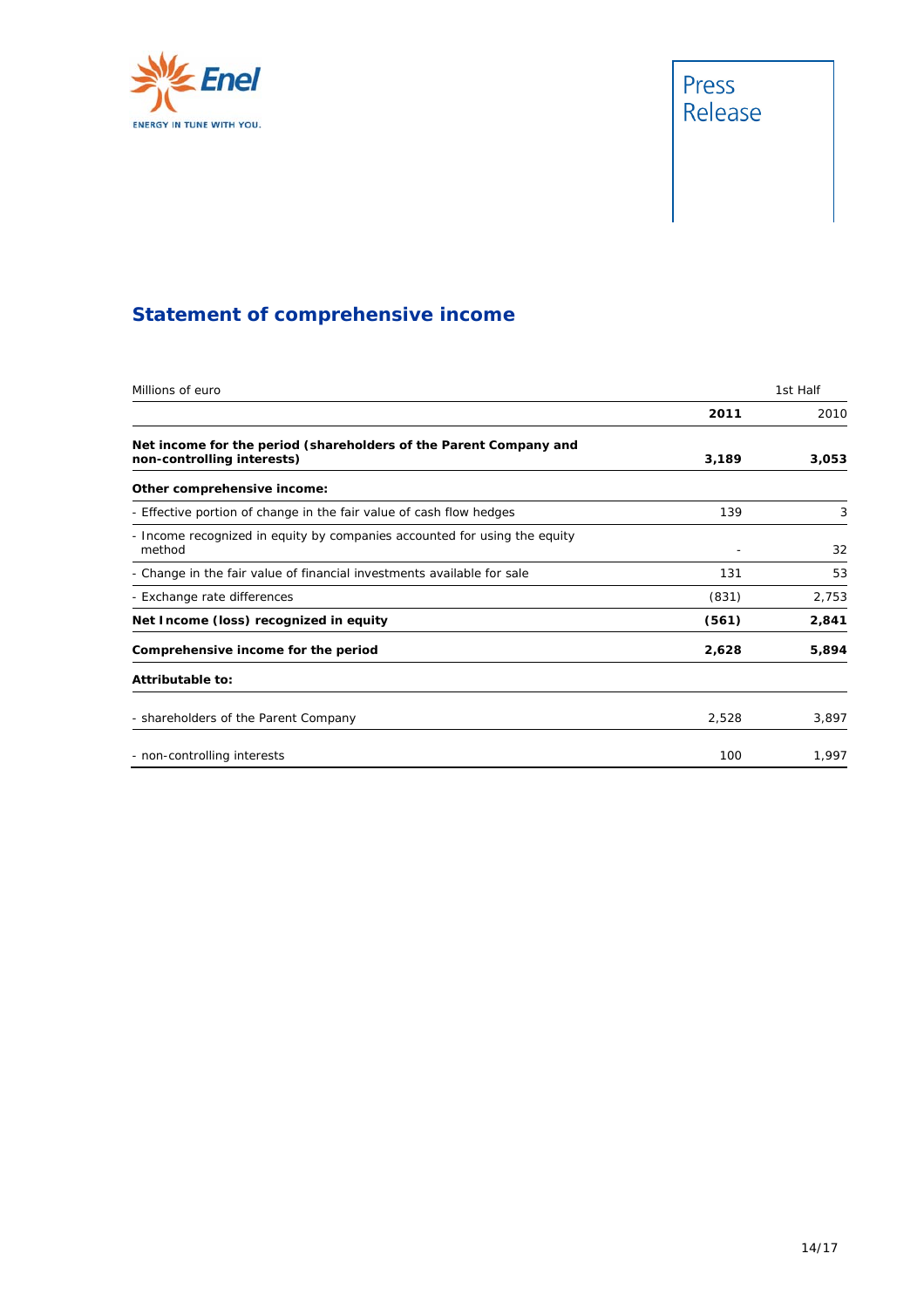## Statement of comprehensive income

| Millions of euro | 1st Half | |
|---|---|---|
| | **2011** | 2010 |
| **Net income for the period (shareholders of the Parent Company and non-controlling interests)** | **3,189** | **3,053** |
| **Other comprehensive income:** | | |
| - Effective portion of change in the fair value of cash flow hedges | 139 | 3 |
| - Income recognized in equity by companies accounted for using the equity method | - | 32 |
| - Change in the fair value of financial investments available for sale | 131 | 53 |
| - Exchange rate differences | (831) | 2,753 |
| **Net Income (loss) recognized in equity** | **(561)** | **2,841** |
| **Comprehensive income for the period** | **2,628** | **5,894** |
| **Attributable to:** | | |
| - shareholders of the Parent Company | 2,528 | 3,897 |
| - non-controlling interests | 100 | 1,997 |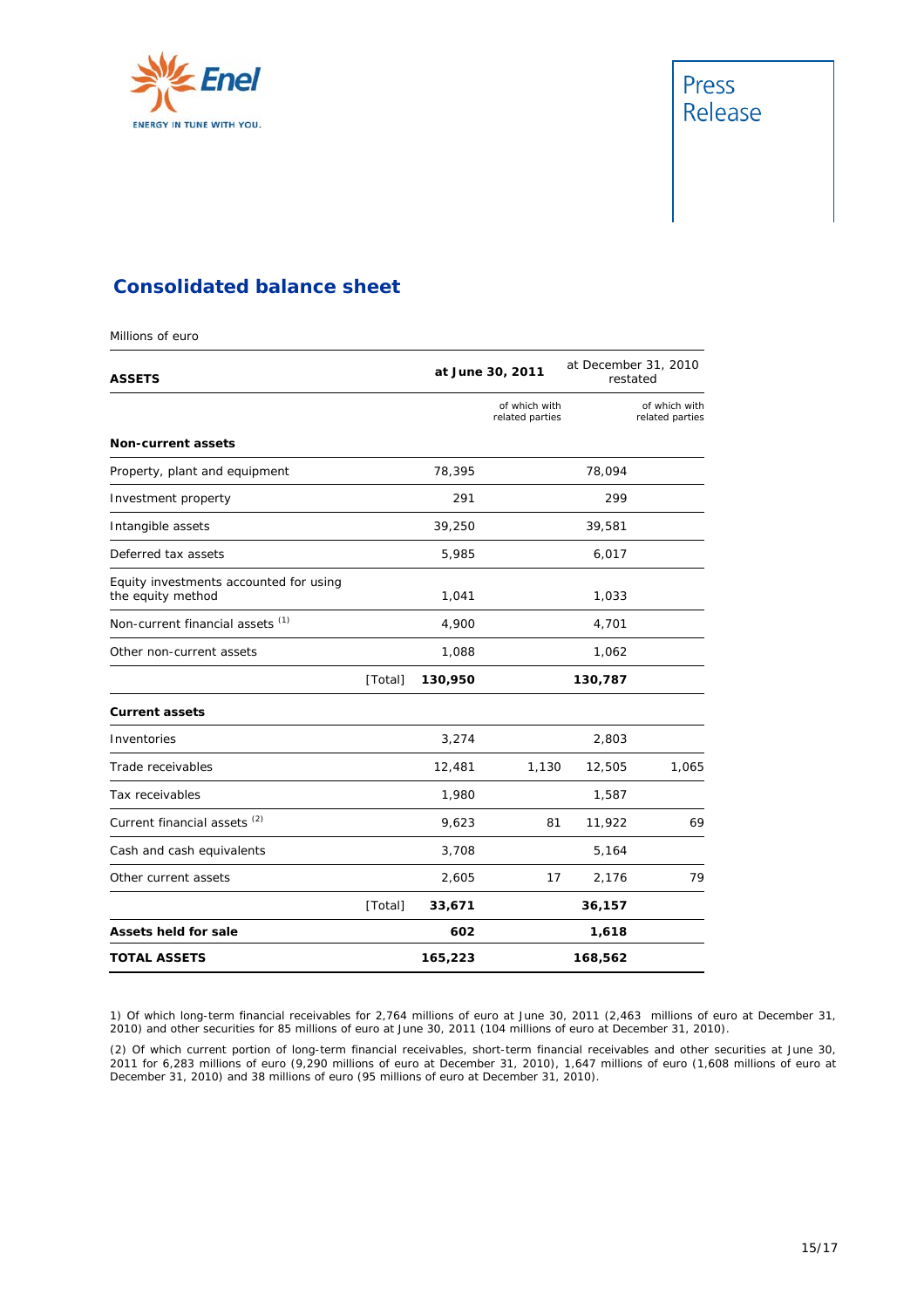# Consolidated balance sheet

Millions of euro

| ASSETS | | at June 30, 2011 | | at December 31, 2010 restated | |
|---|---|---|---|---|---|
| | | | of which with related parties | | of which with related parties |
| **Non-current assets** | | | | | |
| Property, plant and equipment | | 78,395 | | 78,094 | |
| Investment property | | 291 | | 299 | |
| Intangible assets | | 39,250 | | 39,581 | |
| Deferred tax assets | | 5,985 | | 6,017 | |
| Equity investments accounted for using the equity method | | 1,041 | | 1,033 | |
| Non-current financial assets [(1)] | | 4,900 | | 4,701 | |
| Other non-current assets | | 1,088 | | 1,062 | |
| | [Total] | **130,950** | | **130,787** | |
| **Current assets** | | | | | |
| Inventories | | 3,274 | | 2,803 | |
| Trade receivables | | 12,481 | 1,130 | 12,505 | 1,065 |
| Tax receivables | | 1,980 | | 1,587 | |
| Current financial assets [(2)] | | 9,623 | 81 | 11,922 | 69 |
| Cash and cash equivalents | | 3,708 | | 5,164 | |
| Other current assets | | 2,605 | 17 | 2,176 | 79 |
| | [Total] | **33,671** | | **36,157** | |
| **Assets held for sale** | | **602** | | **1,618** | |
| **TOTAL ASSETS** | | **165,223** | | **168,562** | |

1) Of which long-term financial receivables for 2,764 millions of euro at June 30, 2011 (2,463 millions of euro at December 31, 2010) and other securities for 85 millions of euro at June 30, 2011 (104 millions of euro at December 31, 2010).

(2) Of which current portion of long-term financial receivables, short-term financial receivables and other securities at June 30, 2011 for 6,283 millions of euro (9,290 millions of euro at December 31, 2010), 1,647 millions of euro (1,608 millions of euro at December 31, 2010) and 38 millions of euro (95 millions of euro at December 31, 2010).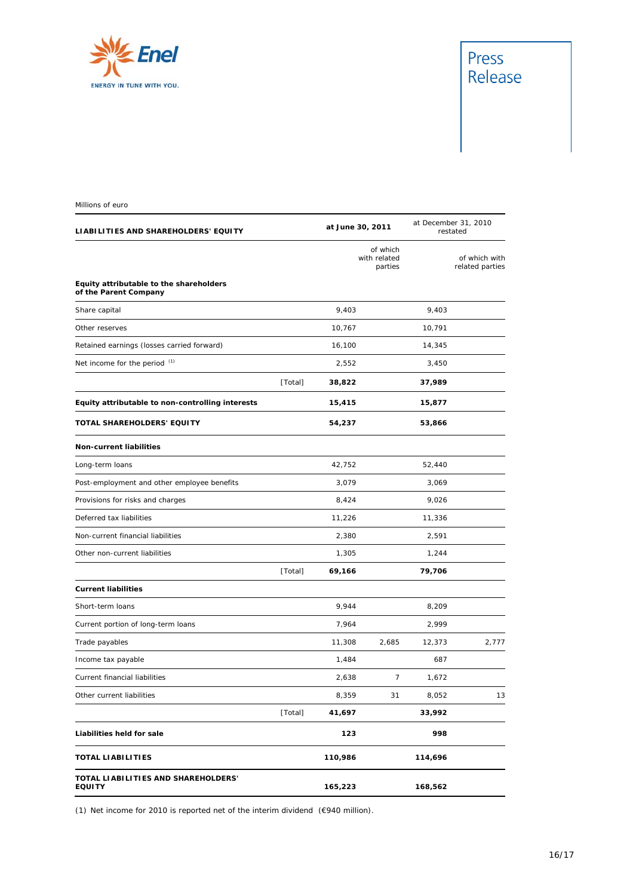Millions of euro

| LIABILITIES AND SHAREHOLDERS' EQUITY | | at June 30, 2011 | | at December 31, 2010 restated | |
|---|---|---|---|---|---|
| | | | of which with related parties | | of which with related parties |
| **Equity attributable to the shareholders of the Parent Company** | | | | | |
| Share capital | | 9,403 | | 9,403 | |
| Other reserves | | 10,767 | | 10,791 | |
| Retained earnings (losses carried forward) | | 16,100 | | 14,345 | |
| Net income for the period [(1)] | | 2,552 | | 3,450 | |
| | [Total] | **38,822** | | **37,989** | |
| **Equity attributable to non-controlling interests** | | **15,415** | | **15,877** | |
| **TOTAL SHAREHOLDERS' EQUITY** | | **54,237** | | **53,866** | |
| **Non-current liabilities** | | | | | |
| Long-term loans | | 42,752 | | 52,440 | |
| Post-employment and other employee benefits | | 3,079 | | 3,069 | |
| Provisions for risks and charges | | 8,424 | | 9,026 | |
| Deferred tax liabilities | | 11,226 | | 11,336 | |
| Non-current financial liabilities | | 2,380 | | 2,591 | |
| Other non-current liabilities | | 1,305 | | 1,244 | |
| | [Total] | **69,166** | | **79,706** | |
| **Current liabilities** | | | | | |
| Short-term loans | | 9,944 | | 8,209 | |
| Current portion of long-term loans | | 7,964 | | 2,999 | |
| Trade payables | | 11,308 | 2,685 | 12,373 | 2,777 |
| Income tax payable | | 1,484 | | 687 | |
| Current financial liabilities | | 2,638 | 7 | 1,672 | |
| Other current liabilities | | 8,359 | 31 | 8,052 | 13 |
| | [Total] | **41,697** | | **33,992** | |
| **Liabilities held for sale** | | **123** | | **998** | |
| **TOTAL LIABILITIES** | | **110,986** | | **114,696** | |
| **TOTAL LIABILITIES AND SHAREHOLDERS' EQUITY** | | **165,223** | | **168,562** | |

(1) Net income for 2010 is reported net of the interim dividend (€940 million).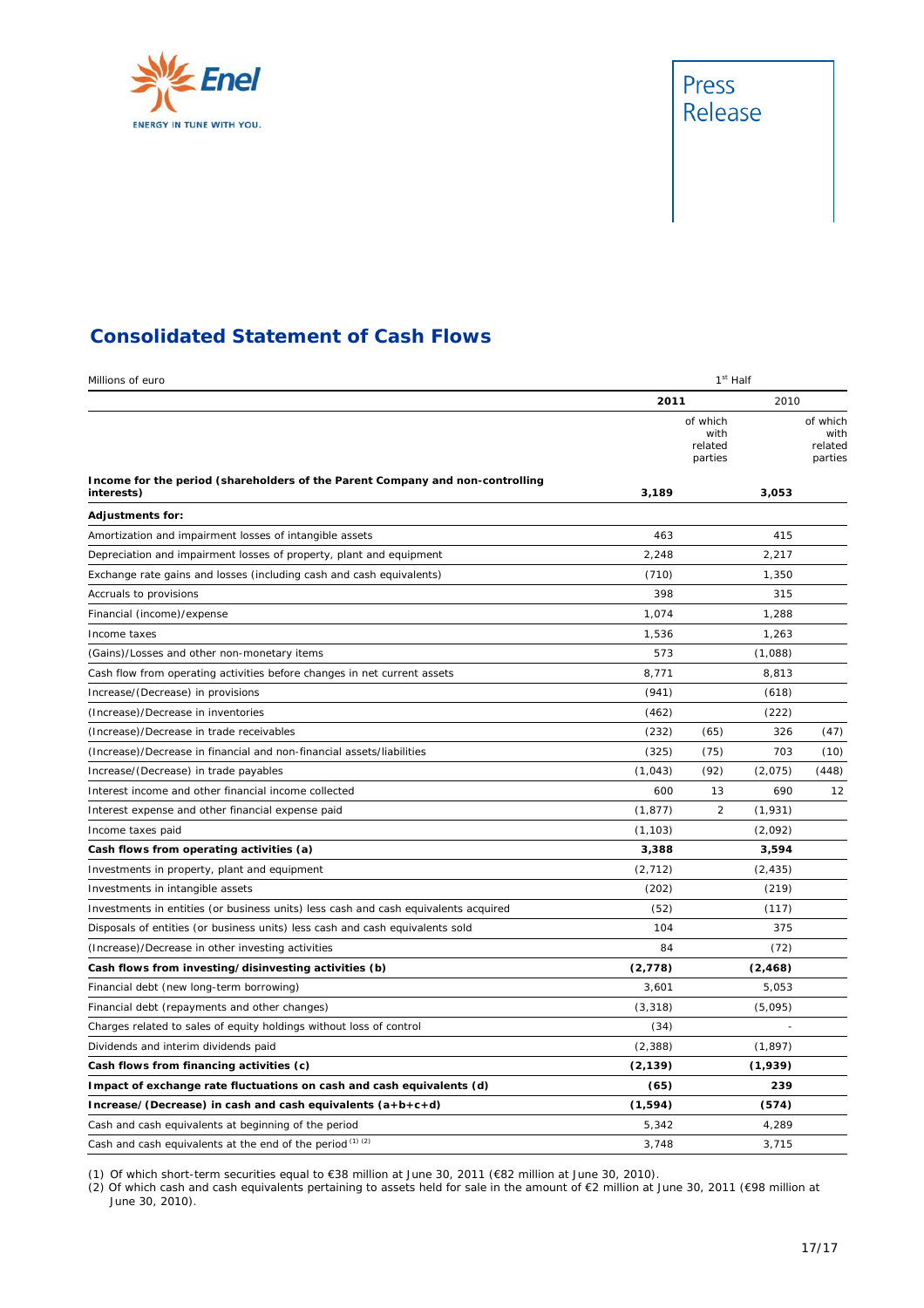Enel

ENERGY IN TUNE WITH YOU.

Press Release

## Consolidated Statement of Cash Flows

| Millions of euro | 1st Half | | | |
|---|---|---|---|---|
| | 2011 | | 2010 | |
| | | of which with related parties | | of which with related parties |
| **Income for the period (shareholders of the Parent Company and non-controlling interests)** | **3,189** | | **3,053** | |
| **Adjustments for:** | | | | |
| Amortization and impairment losses of intangible assets | 463 | | 415 | |
| Depreciation and impairment losses of property, plant and equipment | 2,248 | | 2,217 | |
| Exchange rate gains and losses (including cash and cash equivalents) | (710) | | 1,350 | |
| Accruals to provisions | 398 | | 315 | |
| Financial (income)/expense | 1,074 | | 1,288 | |
| Income taxes | 1,536 | | 1,263 | |
| (Gains)/Losses and other non-monetary items | 573 | | (1,088) | |
| Cash flow from operating activities before changes in net current assets | 8,771 | | 8,813 | |
| Increase/(Decrease) in provisions | (941) | | (618) | |
| (Increase)/Decrease in inventories | (462) | | (222) | |
| (Increase)/Decrease in trade receivables | (232) | (65) | 326 | (47) |
| (Increase)/Decrease in financial and non-financial assets/liabilities | (325) | (75) | 703 | (10) |
| Increase/(Decrease) in trade payables | (1,043) | (92) | (2,075) | (448) |
| Interest income and other financial income collected | 600 | 13 | 690 | 12 |
| Interest expense and other financial expense paid | (1,877) | 2 | (1,931) | |
| Income taxes paid | (1,103) | | (2,092) | |
| **Cash flows from operating activities (a)** | **3,388** | | **3,594** | |
| Investments in property, plant and equipment | (2,712) | | (2,435) | |
| Investments in intangible assets | (202) | | (219) | |
| Investments in entities (or business units) less cash and cash equivalents acquired | (52) | | (117) | |
| Disposals of entities (or business units) less cash and cash equivalents sold | 104 | | 375 | |
| (Increase)/Decrease in other investing activities | 84 | | (72) | |
| **Cash flows from investing/disinvesting activities (b)** | **(2,778)** | | **(2,468)** | |
| Financial debt (new long-term borrowing) | 3,601 | | 5,053 | |
| Financial debt (repayments and other changes) | (3,318) | | (5,095) | |
| Charges related to sales of equity holdings without loss of control | (34) | | - | |
| Dividends and interim dividends paid | (2,388) | | (1,897) | |
| **Cash flows from financing activities (c)** | **(2,139)** | | **(1,939)** | |
| **Impact of exchange rate fluctuations on cash and cash equivalents (d)** | **(65)** | | **239** | |
| **Increase/(Decrease) in cash and cash equivalents (a+b+c+d)** | **(1,594)** | | **(574)** | |
| Cash and cash equivalents at beginning of the period | 5,342 | | 4,289 | |
| Cash and cash equivalents at the end of the period (1) (2) | 3,748 | | 3,715 | |

(1) Of which short-term securities equal to €38 million at June 30, 2011 (€82 million at June 30, 2010).

(2) Of which cash and cash equivalents pertaining to assets held for sale in the amount of €2 million at June 30, 2011 (€98 million at June 30, 2010).